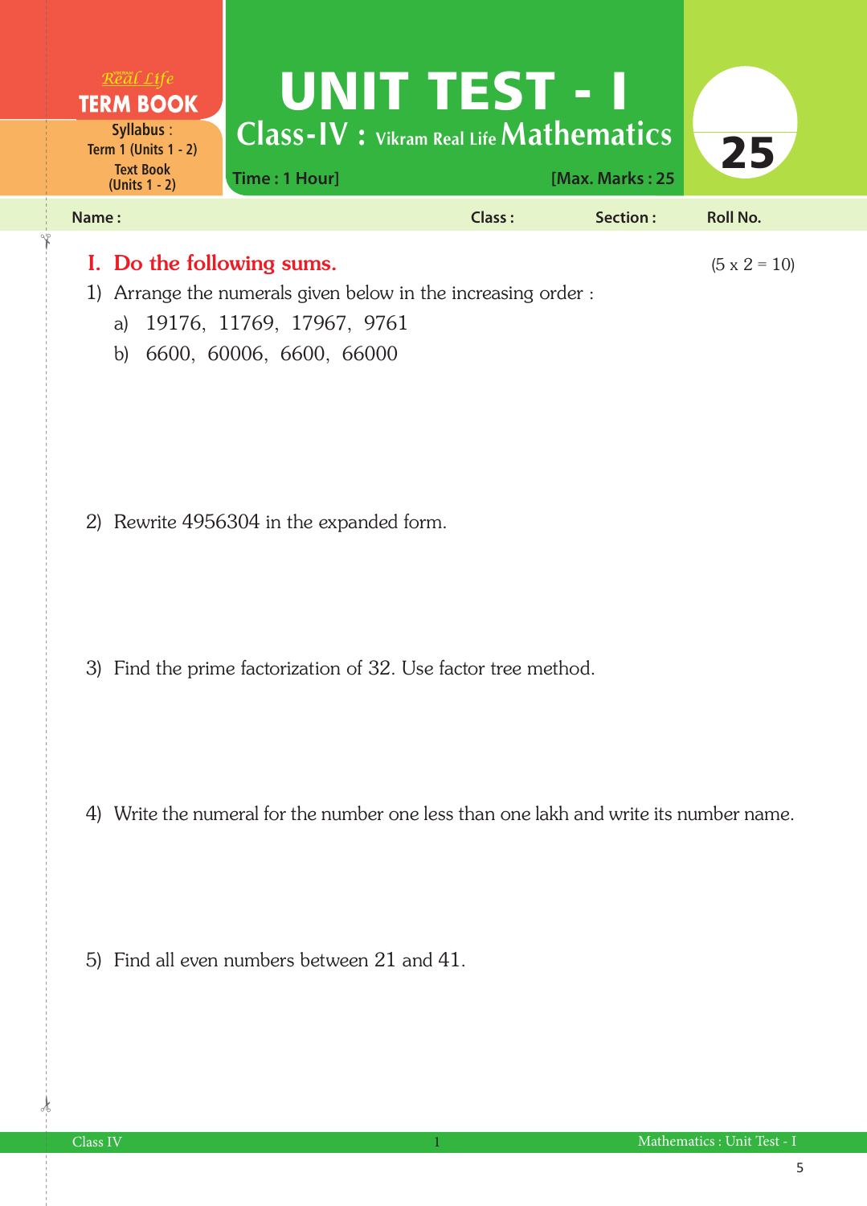Real Life **TERM BOOK**

**Syllabus :** Term 1 (Units 1 - 2)
**Text Book** (Units 1 - 2)

# UNIT TEST - I

## Class-IV : Vikram Real Life Mathematics

**Time : 1 Hour]** **[Max. Marks : 25**

**25**

**Name :** **Class :** **Section :** **Roll No.**

## I. Do the following sums. (5 x 2 = 10)

1) Arrange the numerals given below in the increasing order :

   a) 19176, 11769, 17967, 9761

   b) 6600, 60006, 6600, 66000

2) Rewrite 4956304 in the expanded form.

3) Find the prime factorization of 32. Use factor tree method.

4) Write the numeral for the number one less than one lakh and write its number name.

5) Find all even numbers between 21 and 41.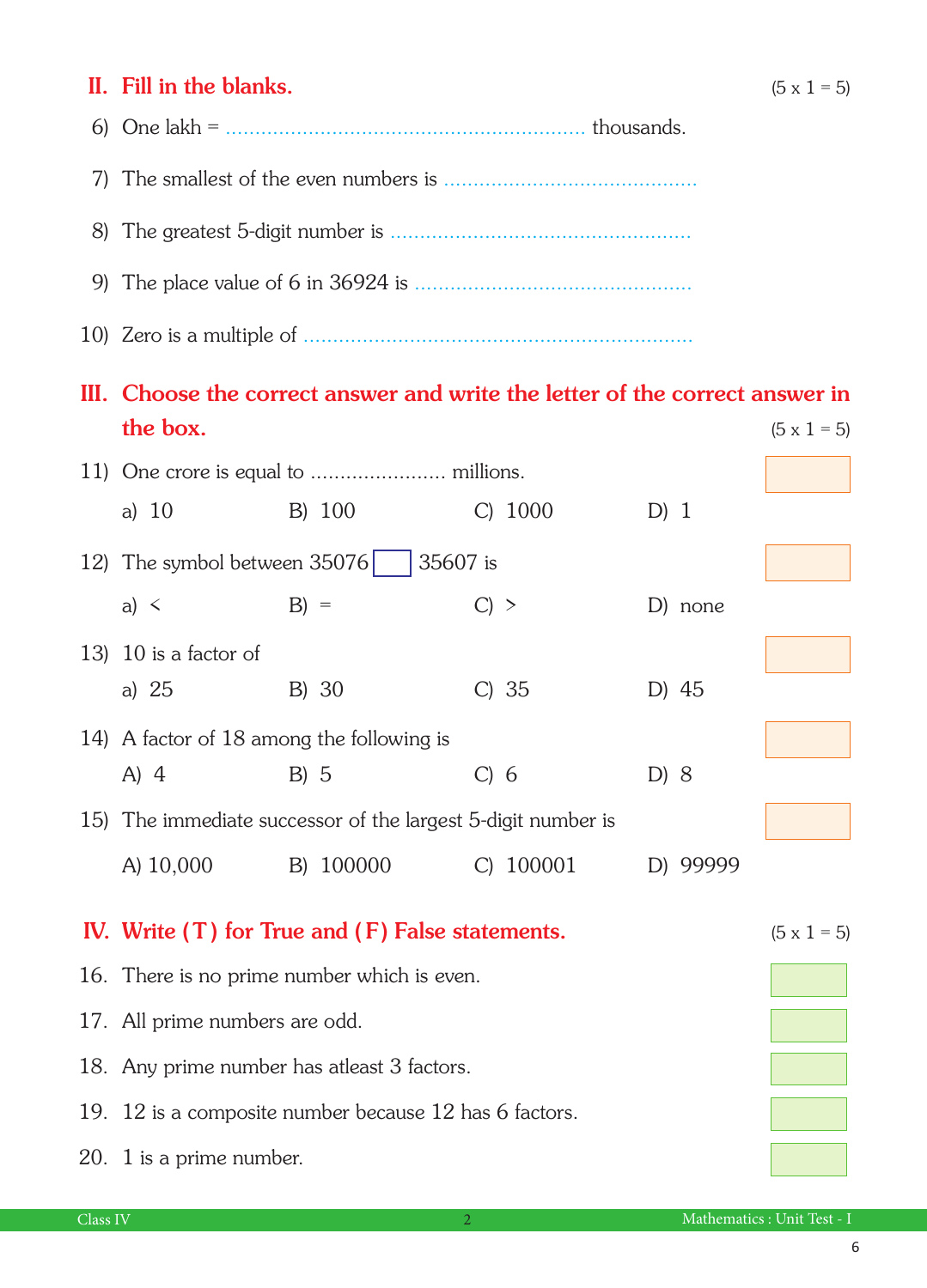## II. Fill in the blanks. (5 x 1 = 5)

6) One lakh = .............................................................. thousands.

7) The smallest of the even numbers is ...........................................

8) The greatest 5-digit number is ...................................................

9) The place value of 6 in 36924 is ...............................................

10) Zero is a multiple of ..................................................................

## III. Choose the correct answer and write the letter of the correct answer in the box. (5 x 1 = 5)

11) One crore is equal to ...................... millions.

a) 10 B) 100 C) 1000 D) 1

12) The symbol between 35076 ☐ 35607 is

a) < B) = C) > D) none

13) 10 is a factor of

a) 25 B) 30 C) 35 D) 45

14) A factor of 18 among the following is

A) 4 B) 5 C) 6 D) 8

15) The immediate successor of the largest 5-digit number is

A) 10,000 B) 100000 C) 100001 D) 99999

## IV. Write (T) for True and (F) False statements. (5 x 1 = 5)

16. There is no prime number which is even.

17. All prime numbers are odd.

18. Any prime number has atleast 3 factors.

19. 12 is a composite number because 12 has 6 factors.

20. 1 is a prime number.